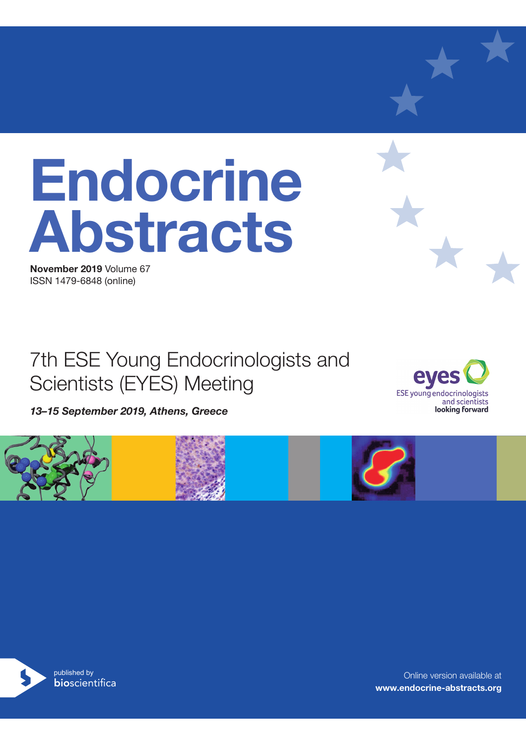# Endocrine Abstracts

**November 2019** Volume 67
ISSN 1479-6848 (online)

## 7th ESE Young Endocrinologists and Scientists (EYES) Meeting

***13–15 September 2019, Athens, Greece***

eyes
ESE young endocrinologists and scientists
**looking forward**

published by
bioscientifica

Online version available at
**www.endocrine-abstracts.org**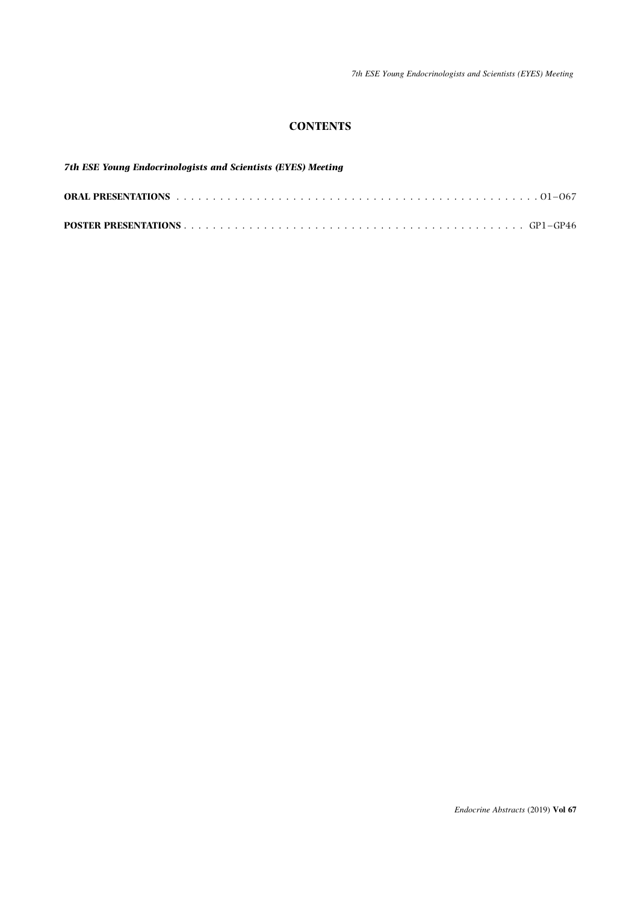# CONTENTS

***7th ESE Young Endocrinologists and Scientists (EYES) Meeting***

**ORAL PRESENTATIONS** . . . . . . . . . . . . . . . . . . . . . . . . . . . . . . . . . . . . . . . . . . . . . . . . . O1–O67

**POSTER PRESENTATIONS** . . . . . . . . . . . . . . . . . . . . . . . . . . . . . . . . . . . . . . . . . . . . . . GP1–GP46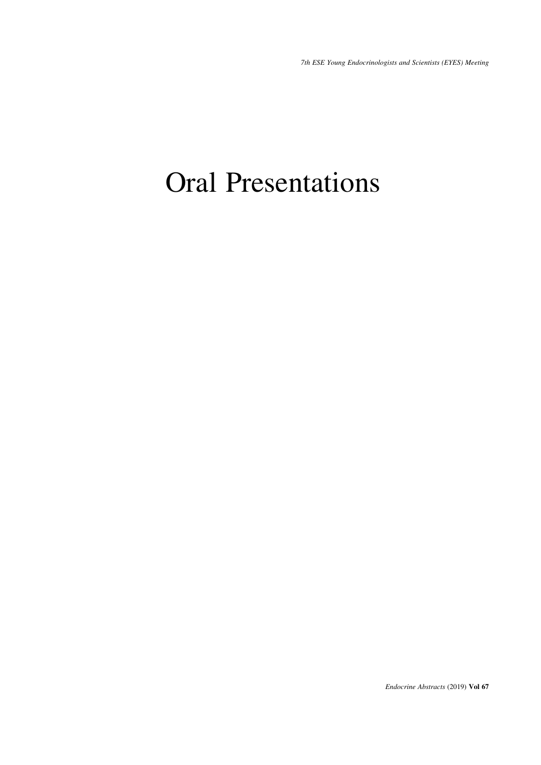# Oral Presentations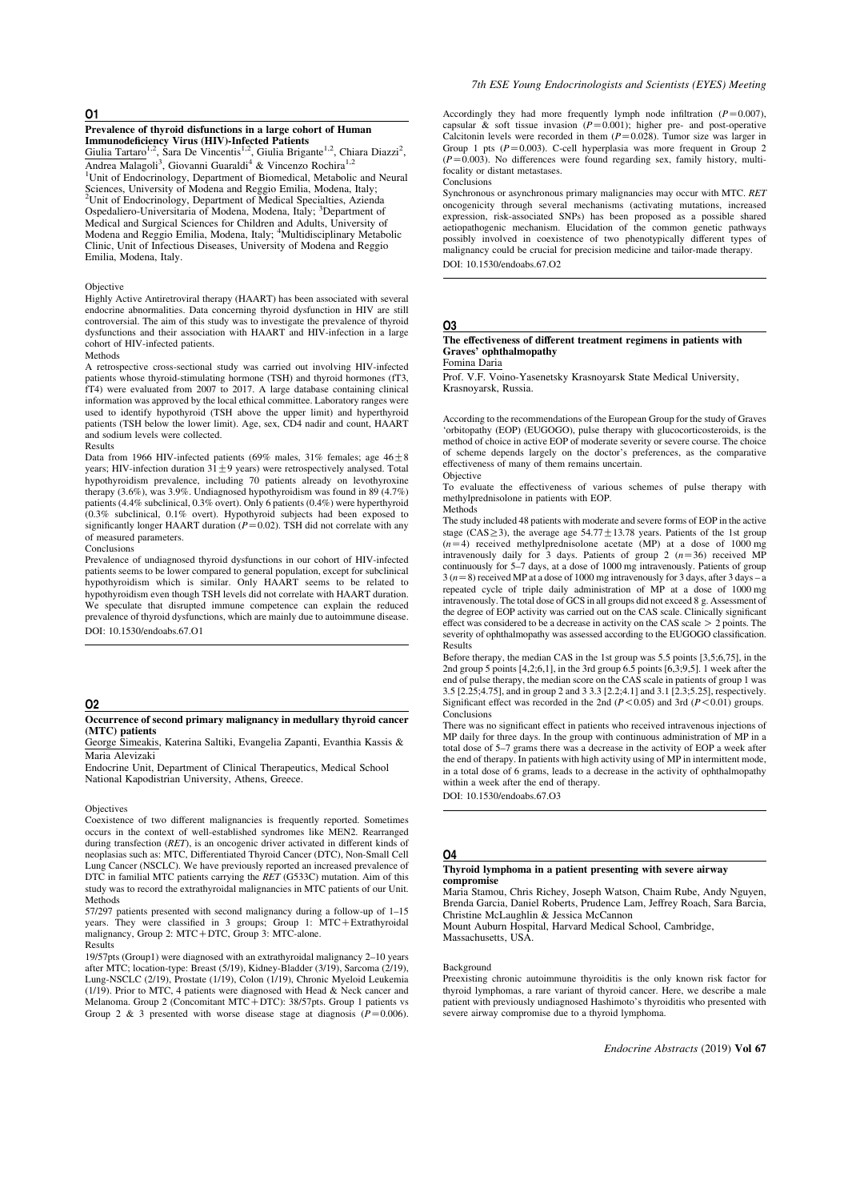## O1

### Prevalence of thyroid disfunctions in a large cohort of Human Immunodeficiency Virus (HIV)-Infected Patients

Giulia Tartaro[1,2], Sara De Vincentis[1,2], Giulia Brigante[1,2], Chiara Diazzi[2], Andrea Malagoli[3], Giovanni Guaraldi[4] & Vincenzo Rochira[1,2]

[1]Unit of Endocrinology, Department of Biomedical, Metabolic and Neural Sciences, University of Modena and Reggio Emilia, Modena, Italy; [2]Unit of Endocrinology, Department of Medical Specialties, Azienda Ospedaliero-Universitaria of Modena, Modena, Italy; [3]Department of Medical and Surgical Sciences for Children and Adults, University of Modena and Reggio Emilia, Modena, Italy; [4]Multidisciplinary Metabolic Clinic, Unit of Infectious Diseases, University of Modena and Reggio Emilia, Modena, Italy.

Objective

Highly Active Antiretroviral therapy (HAART) has been associated with several endocrine abnormalities. Data concerning thyroid dysfunction in HIV are still controversial. The aim of this study was to investigate the prevalence of thyroid dysfunctions and their association with HAART and HIV-infection in a large cohort of HIV-infected patients.

Methods

A retrospective cross-sectional study was carried out involving HIV-infected patients whose thyroid-stimulating hormone (TSH) and thyroid hormones (fT3, fT4) were evaluated from 2007 to 2017. A large database containing clinical information was approved by the local ethical committee. Laboratory ranges were used to identify hypothyroid (TSH above the upper limit) and hyperthyroid patients (TSH below the lower limit). Age, sex, CD4 nadir and count, HAART and sodium levels were collected.

Results

Data from 1966 HIV-infected patients (69% males, 31% females; age $46 \pm 8$ years; HIV-infection duration $31 \pm 9$ years) were retrospectively analysed. Total hypothyroidism prevalence, including 70 patients already on levothyroxine therapy (3.6%), was 3.9%. Undiagnosed hypothyroidism was found in 89 (4.7%) patients (4.4% subclinical, 0.3% overt). Only 6 patients (0.4%) were hyperthyroid (0.3% subclinical, 0.1% overt). Hypothyroid subjects had been exposed to significantly longer HAART duration ($P = 0.02$). TSH did not correlate with any of measured parameters.

Conclusions

Prevalence of undiagnosed thyroid dysfunctions in our cohort of HIV-infected patients seems to be lower compared to general population, except for subclinical hypothyroidism which is similar. Only HAART seems to be related to hypothyroidism even though TSH levels did not correlate with HAART duration. We speculate that disrupted immune competence can explain the reduced prevalence of thyroid dysfunctions, which are mainly due to autoimmune disease.

DOI: 10.1530/endoabs.67.O1

## O2

### Occurrence of second primary malignancy in medullary thyroid cancer (MTC) patients

George Simeakis, Katerina Saltiki, Evangelia Zapanti, Evanthia Kassis & Maria Alevizaki

Endocrine Unit, Department of Clinical Therapeutics, Medical School National Kapodistrian University, Athens, Greece.

Objectives

Coexistence of two different malignancies is frequently reported. Sometimes occurs in the context of well-established syndromes like MEN2. Rearranged during transfection (*RET*), is an oncogenic driver activated in different kinds of neoplasias such as: MTC, Differentiated Thyroid Cancer (DTC), Non-Small Cell Lung Cancer (NSCLC). We have previously reported an increased prevalence of DTC in familial MTC patients carrying the *RET* (G533C) mutation. Aim of this study was to record the extrathyroidal malignancies in MTC patients of our Unit.

Methods

57/297 patients presented with second malignancy during a follow-up of 1–15 years. They were classified in 3 groups; Group 1: MTC+Extrathyroidal malignancy, Group 2: MTC+DTC, Group 3: MTC-alone.

Results

19/57pts (Group1) were diagnosed with an extrathyroidal malignancy 2–10 years after MTC; location-type: Breast (5/19), Kidney-Bladder (3/19), Sarcoma (2/19), Lung-NSCLC (2/19), Prostate (1/19), Colon (1/19), Chronic Myeloid Leukemia (1/19). Prior to MTC, 4 patients were diagnosed with Head & Neck cancer and Melanoma. Group 2 (Concomitant MTC+DTC): 38/57pts. Group 1 patients vs Group 2 & 3 presented with worse disease stage at diagnosis ($P = 0.006$). Accordingly they had more frequently lymph node infiltration ($P = 0.007$), capsular & soft tissue invasion ($P = 0.001$); higher pre- and post-operative Calcitonin levels were recorded in them ($P = 0.028$). Tumor size was larger in Group 1 pts ($P = 0.003$). C-cell hyperplasia was more frequent in Group 2 ($P = 0.003$). No differences were found regarding sex, family history, multifocality or distant metastases.

Conclusions

Synchronous or asynchronous primary malignancies may occur with MTC. *RET* oncogenicity through several mechanisms (activating mutations, increased expression, risk-associated SNPs) has been proposed as a possible shared aetiopathogenic mechanism. Elucidation of the common genetic pathways possibly involved in coexistence of two phenotypically different types of malignancy could be crucial for precision medicine and tailor-made therapy.

DOI: 10.1530/endoabs.67.O2

## O3

### The effectiveness of different treatment regimens in patients with Graves' ophthalmopathy

Fomina Daria

Prof. V.F. Voino-Yasenetsky Krasnoyarsk State Medical University, Krasnoyarsk, Russia.

According to the recommendations of the European Group for the study of Graves 'orbitopathy (EOP) (EUGOGO), pulse therapy with glucocorticosteroids, is the method of choice in active EOP of moderate severity or severe course. The choice of scheme depends largely on the doctor's preferences, as the comparative effectiveness of many of them remains uncertain.

Objective

To evaluate the effectiveness of various schemes of pulse therapy with methylprednisolone in patients with EOP.

Methods

The study included 48 patients with moderate and severe forms of EOP in the active stage (CAS≥3), the average age $54.77 \pm 13.78$ years. Patients of the 1st group ($n = 4$) received methylprednisolone acetate (MP) at a dose of 1000 mg intravenously daily for 3 days. Patients of group 2 ($n = 36$) received MP continuously for 5–7 days, at a dose of 1000 mg intravenously. Patients of group 3 ($n = 8$) received MP at a dose of 1000 mg intravenously for 3 days, after 3 days – a repeated cycle of triple daily administration of MP at a dose of 1000 mg intravenously. The total dose of GCS in all groups did not exceed 8 g. Assessment of the degree of EOP activity was carried out on the CAS scale. Clinically significant effect was considered to be a decrease in activity on the CAS scale $> 2$ points. The severity of ophthalmopathy was assessed according to the EUGOGO classification.

Results

Before therapy, the median CAS in the 1st group was 5.5 points [3,5;6,75], in the 2nd group 5 points [4,2;6,1], in the 3rd group 6.5 points [6,3;9,5]. 1 week after the end of pulse therapy, the median score on the CAS scale in patients of group 1 was 3.5 [2.25;4.75], and in group 2 and 3 3.3 [2.2;4.1] and 3.1 [2.3;5.25], respectively. Significant effect was recorded in the 2nd ($P < 0.05$) and 3rd ($P < 0.01$) groups.

Conclusions

There was no significant effect in patients who received intravenous injections of MP daily for three days. In the group with continuous administration of MP in a total dose of 5–7 grams there was a decrease in the activity of EOP a week after the end of therapy. In patients with high activity using of MP in intermittent mode, in a total dose of 6 grams, leads to a decrease in the activity of ophthalmopathy within a week after the end of therapy.

DOI: 10.1530/endoabs.67.O3

## O4

### Thyroid lymphoma in a patient presenting with severe airway compromise

Maria Stamou, Chris Richey, Joseph Watson, Chaim Rube, Andy Nguyen, Brenda Garcia, Daniel Roberts, Prudence Lam, Jeffrey Roach, Sara Barcia, Christine McLaughlin & Jessica McCannon

Mount Auburn Hospital, Harvard Medical School, Cambridge, Massachusetts, USA.

Background

Preexisting chronic autoimmune thyroiditis is the only known risk factor for thyroid lymphomas, a rare variant of thyroid cancer. Here, we describe a male patient with previously undiagnosed Hashimoto's thyroiditis who presented with severe airway compromise due to a thyroid lymphoma.